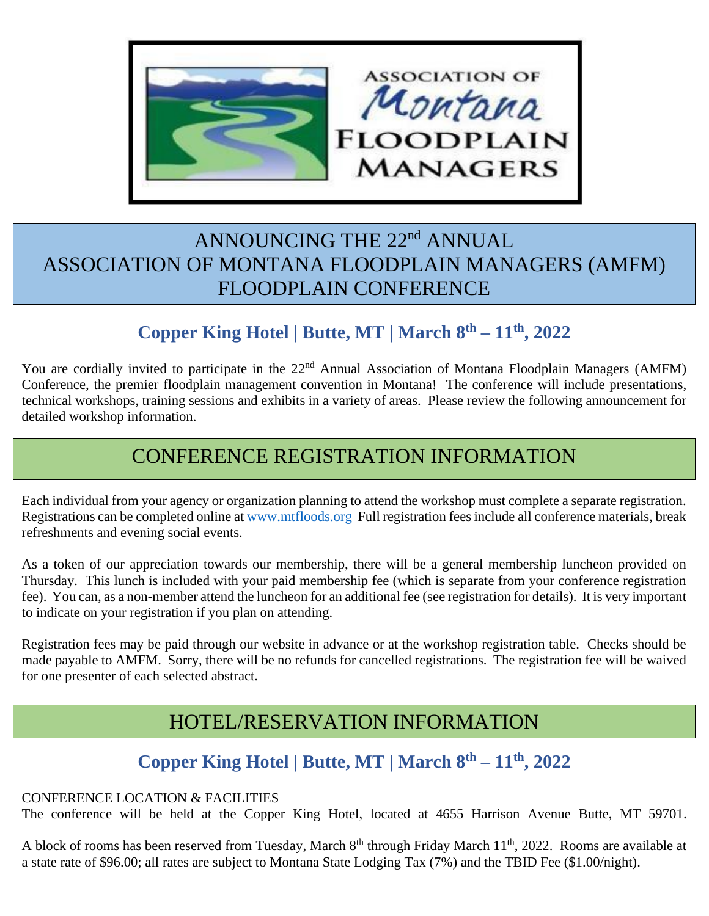ASSOCIATION OF Montana FLOODPLAIN MANAGERS

# ANNOUNCING THE 22nd ANNUAL ASSOCIATION OF MONTANA FLOODPLAIN MANAGERS (AMFM) FLOODPLAIN CONFERENCE

## Copper King Hotel | Butte, MT | March 8th – 11th, 2022

You are cordially invited to participate in the 22nd Annual Association of Montana Floodplain Managers (AMFM) Conference, the premier floodplain management convention in Montana! The conference will include presentations, technical workshops, training sessions and exhibits in a variety of areas. Please review the following announcement for detailed workshop information.

# CONFERENCE REGISTRATION INFORMATION

Each individual from your agency or organization planning to attend the workshop must complete a separate registration. Registrations can be completed online at www.mtfloods.org Full registration fees include all conference materials, break refreshments and evening social events.

As a token of our appreciation towards our membership, there will be a general membership luncheon provided on Thursday. This lunch is included with your paid membership fee (which is separate from your conference registration fee). You can, as a non-member attend the luncheon for an additional fee (see registration for details). It is very important to indicate on your registration if you plan on attending.

Registration fees may be paid through our website in advance or at the workshop registration table. Checks should be made payable to AMFM. Sorry, there will be no refunds for cancelled registrations. The registration fee will be waived for one presenter of each selected abstract.

# HOTEL/RESERVATION INFORMATION

## Copper King Hotel | Butte, MT | March 8th – 11th, 2022

CONFERENCE LOCATION & FACILITIES

The conference will be held at the Copper King Hotel, located at 4655 Harrison Avenue Butte, MT 59701.

A block of rooms has been reserved from Tuesday, March 8th through Friday March 11th, 2022. Rooms are available at a state rate of $96.00; all rates are subject to Montana State Lodging Tax (7%) and the TBID Fee ($1.00/night).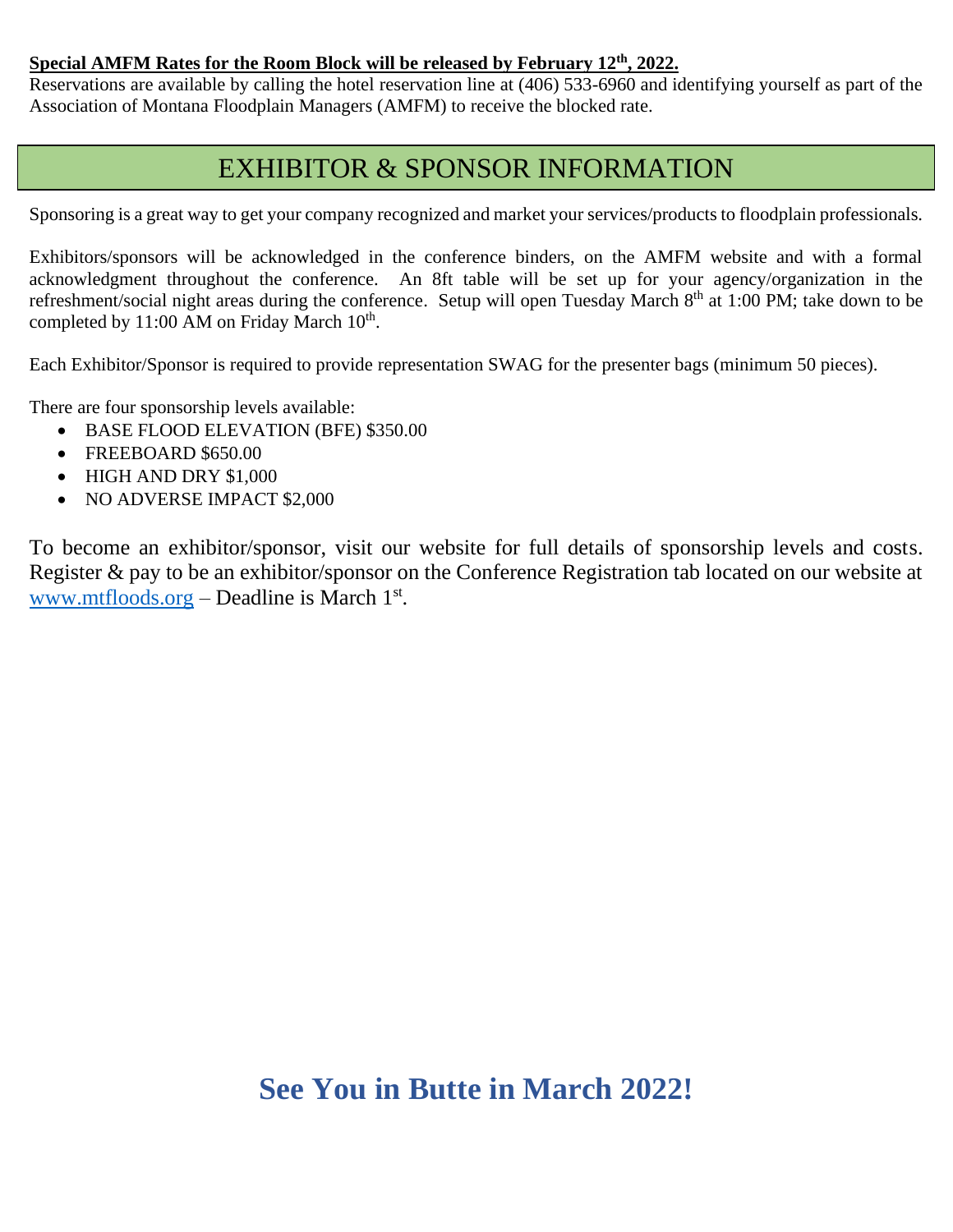**Special AMFM Rates for the Room Block will be released by February 12th, 2022.**

Reservations are available by calling the hotel reservation line at (406) 533-6960 and identifying yourself as part of the Association of Montana Floodplain Managers (AMFM) to receive the blocked rate.

# EXHIBITOR & SPONSOR INFORMATION

Sponsoring is a great way to get your company recognized and market your services/products to floodplain professionals.

Exhibitors/sponsors will be acknowledged in the conference binders, on the AMFM website and with a formal acknowledgment throughout the conference. An 8ft table will be set up for your agency/organization in the refreshment/social night areas during the conference. Setup will open Tuesday March 8th at 1:00 PM; take down to be completed by 11:00 AM on Friday March 10th.

Each Exhibitor/Sponsor is required to provide representation SWAG for the presenter bags (minimum 50 pieces).

There are four sponsorship levels available:

- BASE FLOOD ELEVATION (BFE) $350.00
- FREEBOARD $650.00
- HIGH AND DRY $1,000
- NO ADVERSE IMPACT $2,000

To become an exhibitor/sponsor, visit our website for full details of sponsorship levels and costs. Register & pay to be an exhibitor/sponsor on the Conference Registration tab located on our website at www.mtfloods.org – Deadline is March 1st.

## See You in Butte in March 2022!